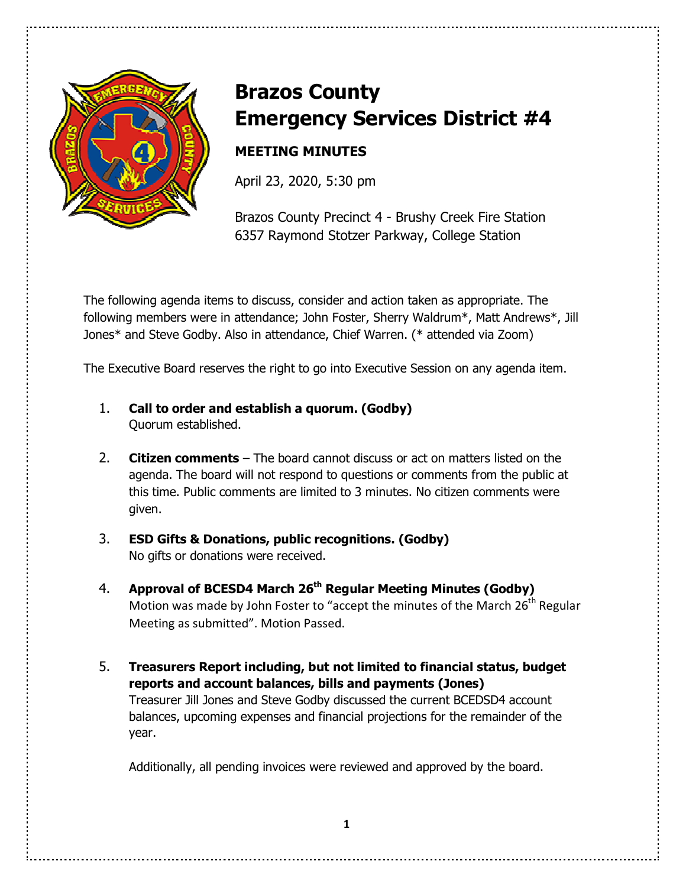# Brazos County Emergency Services District #4

**MEETING MINUTES**

April 23, 2020, 5:30 pm

Brazos County Precinct 4 - Brushy Creek Fire Station
6357 Raymond Stotzer Parkway, College Station

The following agenda items to discuss, consider and action taken as appropriate. The following members were in attendance; John Foster, Sherry Waldrum*, Matt Andrews*, Jill Jones* and Steve Godby. Also in attendance, Chief Warren. (* attended via Zoom)

The Executive Board reserves the right to go into Executive Session on any agenda item.

1. **Call to order and establish a quorum. (Godby)**
   Quorum established.

2. **Citizen comments** – The board cannot discuss or act on matters listed on the agenda. The board will not respond to questions or comments from the public at this time. Public comments are limited to 3 minutes. No citizen comments were given.

3. **ESD Gifts & Donations, public recognitions. (Godby)**
   No gifts or donations were received.

4. **Approval of BCESD4 March 26th Regular Meeting Minutes (Godby)**
   Motion was made by John Foster to "accept the minutes of the March 26th Regular Meeting as submitted". Motion Passed.

5. **Treasurers Report including, but not limited to financial status, budget reports and account balances, bills and payments (Jones)**
   Treasurer Jill Jones and Steve Godby discussed the current BCEDSD4 account balances, upcoming expenses and financial projections for the remainder of the year.

   Additionally, all pending invoices were reviewed and approved by the board.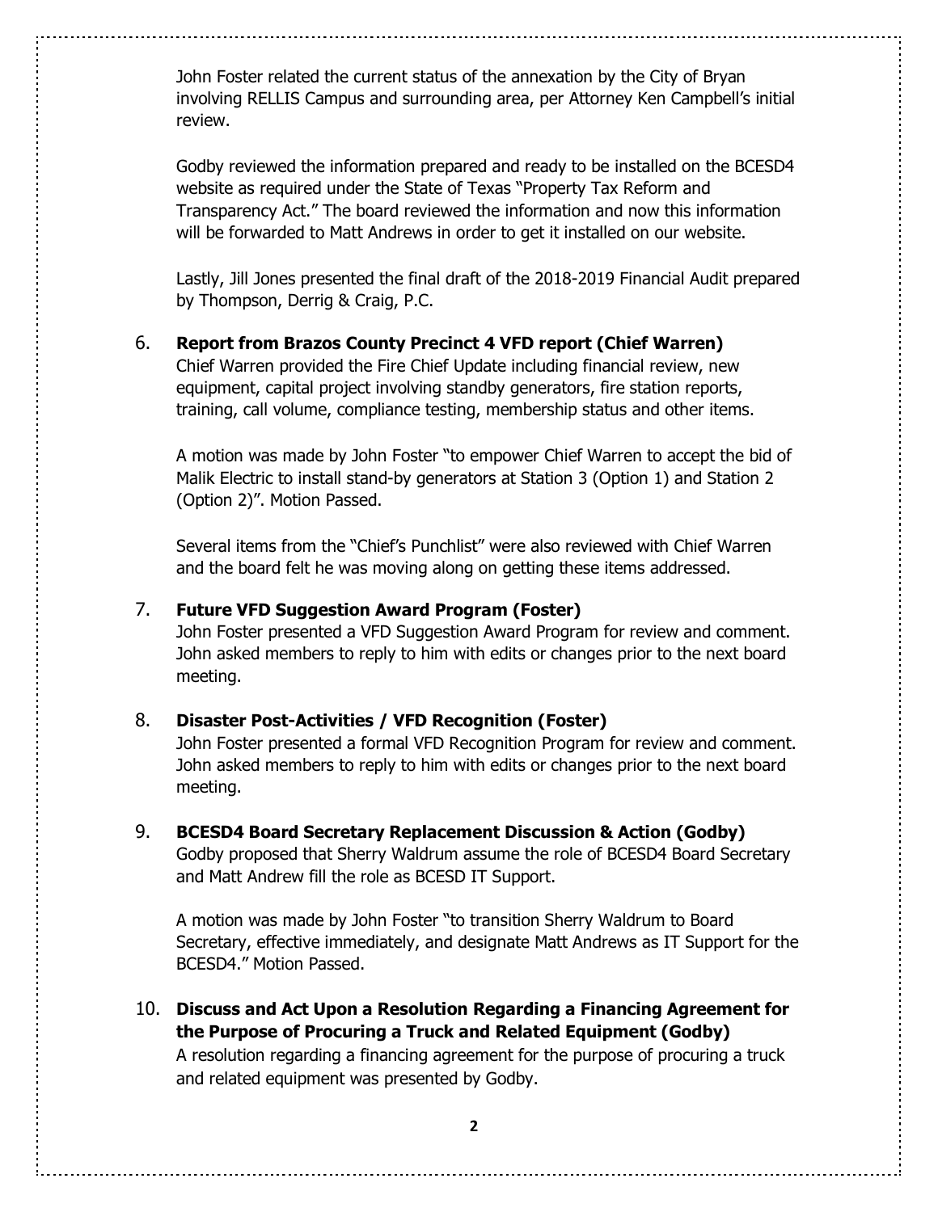John Foster related the current status of the annexation by the City of Bryan involving RELLIS Campus and surrounding area, per Attorney Ken Campbell's initial review.

Godby reviewed the information prepared and ready to be installed on the BCESD4 website as required under the State of Texas "Property Tax Reform and Transparency Act." The board reviewed the information and now this information will be forwarded to Matt Andrews in order to get it installed on our website.

Lastly, Jill Jones presented the final draft of the 2018-2019 Financial Audit prepared by Thompson, Derrig & Craig, P.C.

6. **Report from Brazos County Precinct 4 VFD report (Chief Warren)**
   Chief Warren provided the Fire Chief Update including financial review, new equipment, capital project involving standby generators, fire station reports, training, call volume, compliance testing, membership status and other items.

   A motion was made by John Foster "to empower Chief Warren to accept the bid of Malik Electric to install stand-by generators at Station 3 (Option 1) and Station 2 (Option 2)". Motion Passed.

   Several items from the "Chief's Punchlist" were also reviewed with Chief Warren and the board felt he was moving along on getting these items addressed.

7. **Future VFD Suggestion Award Program (Foster)**
   John Foster presented a VFD Suggestion Award Program for review and comment. John asked members to reply to him with edits or changes prior to the next board meeting.

8. **Disaster Post-Activities / VFD Recognition (Foster)**
   John Foster presented a formal VFD Recognition Program for review and comment. John asked members to reply to him with edits or changes prior to the next board meeting.

9. **BCESD4 Board Secretary Replacement Discussion & Action (Godby)**
   Godby proposed that Sherry Waldrum assume the role of BCESD4 Board Secretary and Matt Andrew fill the role as BCESD IT Support.

   A motion was made by John Foster "to transition Sherry Waldrum to Board Secretary, effective immediately, and designate Matt Andrews as IT Support for the BCESD4." Motion Passed.

10. **Discuss and Act Upon a Resolution Regarding a Financing Agreement for the Purpose of Procuring a Truck and Related Equipment (Godby)**
    A resolution regarding a financing agreement for the purpose of procuring a truck and related equipment was presented by Godby.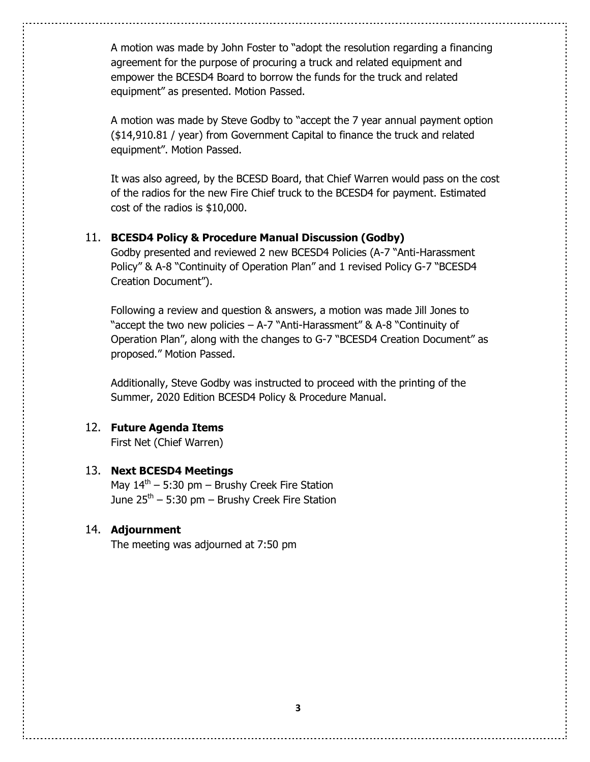A motion was made by John Foster to "adopt the resolution regarding a financing agreement for the purpose of procuring a truck and related equipment and empower the BCESD4 Board to borrow the funds for the truck and related equipment" as presented. Motion Passed.

A motion was made by Steve Godby to "accept the 7 year annual payment option ($14,910.81 / year) from Government Capital to finance the truck and related equipment". Motion Passed.

It was also agreed, by the BCESD Board, that Chief Warren would pass on the cost of the radios for the new Fire Chief truck to the BCESD4 for payment. Estimated cost of the radios is $10,000.

11. **BCESD4 Policy & Procedure Manual Discussion (Godby)**
    Godby presented and reviewed 2 new BCESD4 Policies (A-7 "Anti-Harassment Policy" & A-8 "Continuity of Operation Plan" and 1 revised Policy G-7 "BCESD4 Creation Document").

    Following a review and question & answers, a motion was made Jill Jones to "accept the two new policies – A-7 "Anti-Harassment" & A-8 "Continuity of Operation Plan", along with the changes to G-7 "BCESD4 Creation Document" as proposed." Motion Passed.

    Additionally, Steve Godby was instructed to proceed with the printing of the Summer, 2020 Edition BCESD4 Policy & Procedure Manual.

12. **Future Agenda Items**
    First Net (Chief Warren)

13. **Next BCESD4 Meetings**
    May 14th – 5:30 pm – Brushy Creek Fire Station
    June 25th – 5:30 pm – Brushy Creek Fire Station

14. **Adjournment**
    The meeting was adjourned at 7:50 pm